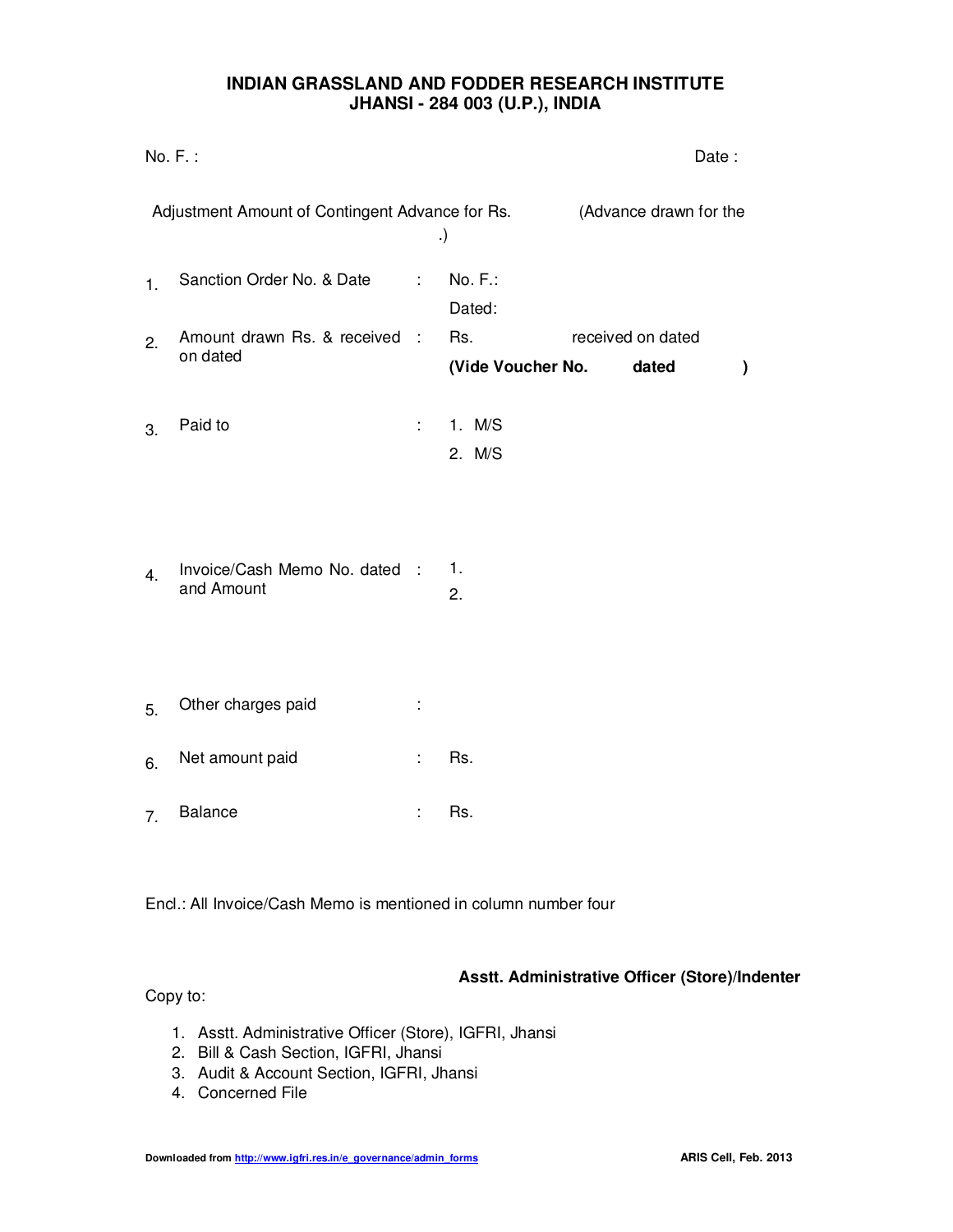# INDIAN GRASSLAND AND FODDER RESEARCH INSTITUTE
## JHANSI - 284 003 (U.P.), INDIA

No. F. : Date :

Adjustment Amount of Contingent Advance for Rs. (Advance drawn for the .)

1. Sanction Order No. & Date : No. F.:
   Dated:
2. Amount drawn Rs. & received on dated : Rs. received on dated
   **(Vide Voucher No. dated )**
3. Paid to :
   1. M/S
   2. M/S
4. Invoice/Cash Memo No. dated and Amount :
   1. 
   2. 
5. Other charges paid :
6. Net amount paid : Rs.
7. Balance : Rs.

Encl.: All Invoice/Cash Memo is mentioned in column number four

**Asstt. Administrative Officer (Store)/Indenter**

Copy to:

1. Asstt. Administrative Officer (Store), IGFRI, Jhansi
2. Bill & Cash Section, IGFRI, Jhansi
3. Audit & Account Section, IGFRI, Jhansi
4. Concerned File

**Downloaded from http://www.igfri.res.in/e_governance/admin_forms** **ARIS Cell, Feb. 2013**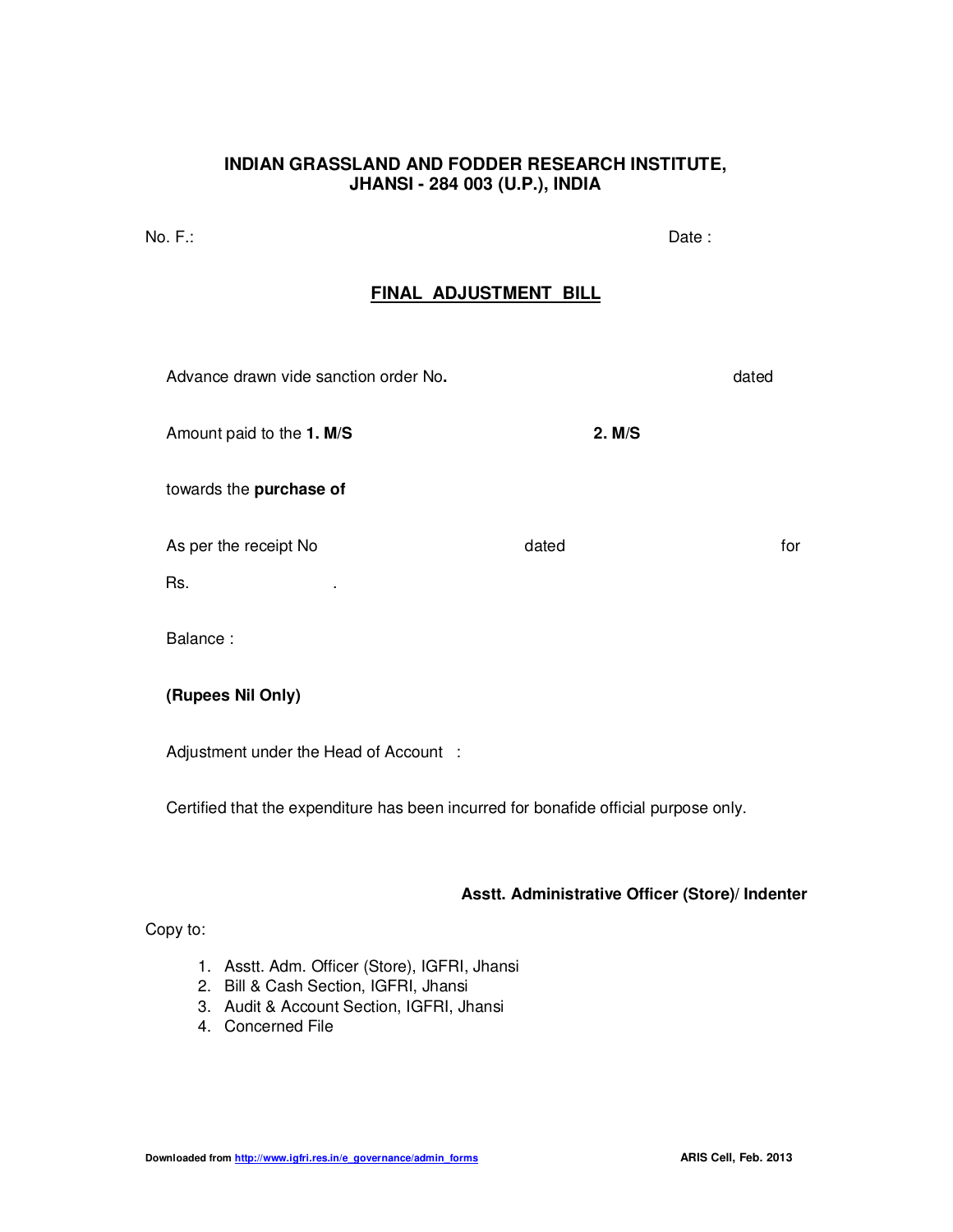**INDIAN GRASSLAND AND FODDER RESEARCH INSTITUTE,**
**JHANSI - 284 003 (U.P.), INDIA**

No. F.: Date :

## FINAL ADJUSTMENT BILL

Advance drawn vide sanction order No**.** dated

Amount paid to the **1. M/S** **2. M/S**

towards the **purchase of**

As per the receipt No dated for

Rs. .

Balance :

**(Rupees Nil Only)**

Adjustment under the Head of Account :

Certified that the expenditure has been incurred for bonafide official purpose only.

**Asstt. Administrative Officer (Store)/ Indenter**

Copy to:

1. Asstt. Adm. Officer (Store), IGFRI, Jhansi
2. Bill & Cash Section, IGFRI, Jhansi
3. Audit & Account Section, IGFRI, Jhansi
4. Concerned File

**Downloaded from http://www.igfri.res.in/e_governance/admin_forms** **ARIS Cell, Feb. 2013**